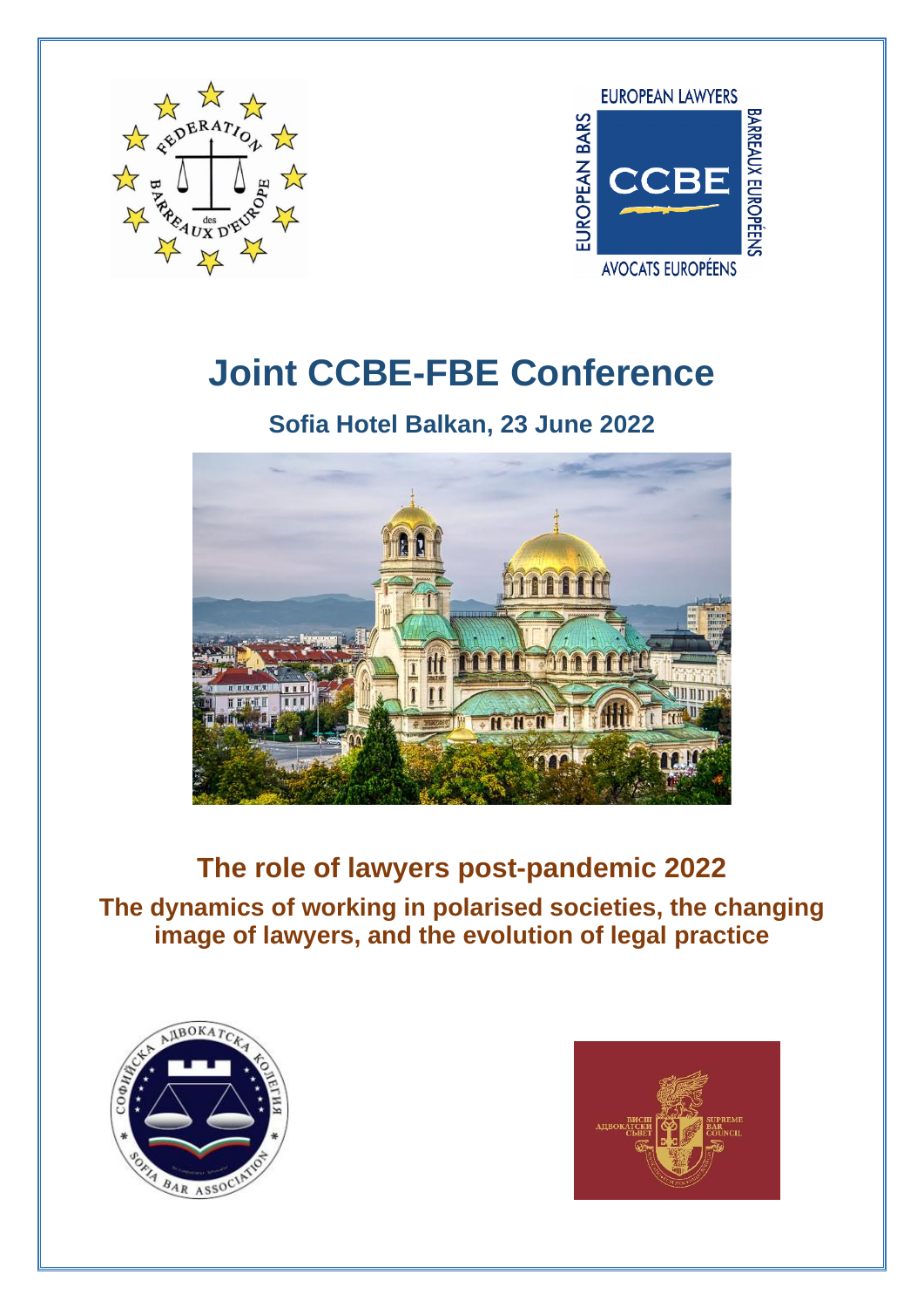# Joint CCBE-FBE Conference

## Sofia Hotel Balkan, 23 June 2022

## The role of lawyers post-pandemic 2022

### The dynamics of working in polarised societies, the changing image of lawyers, and the evolution of legal practice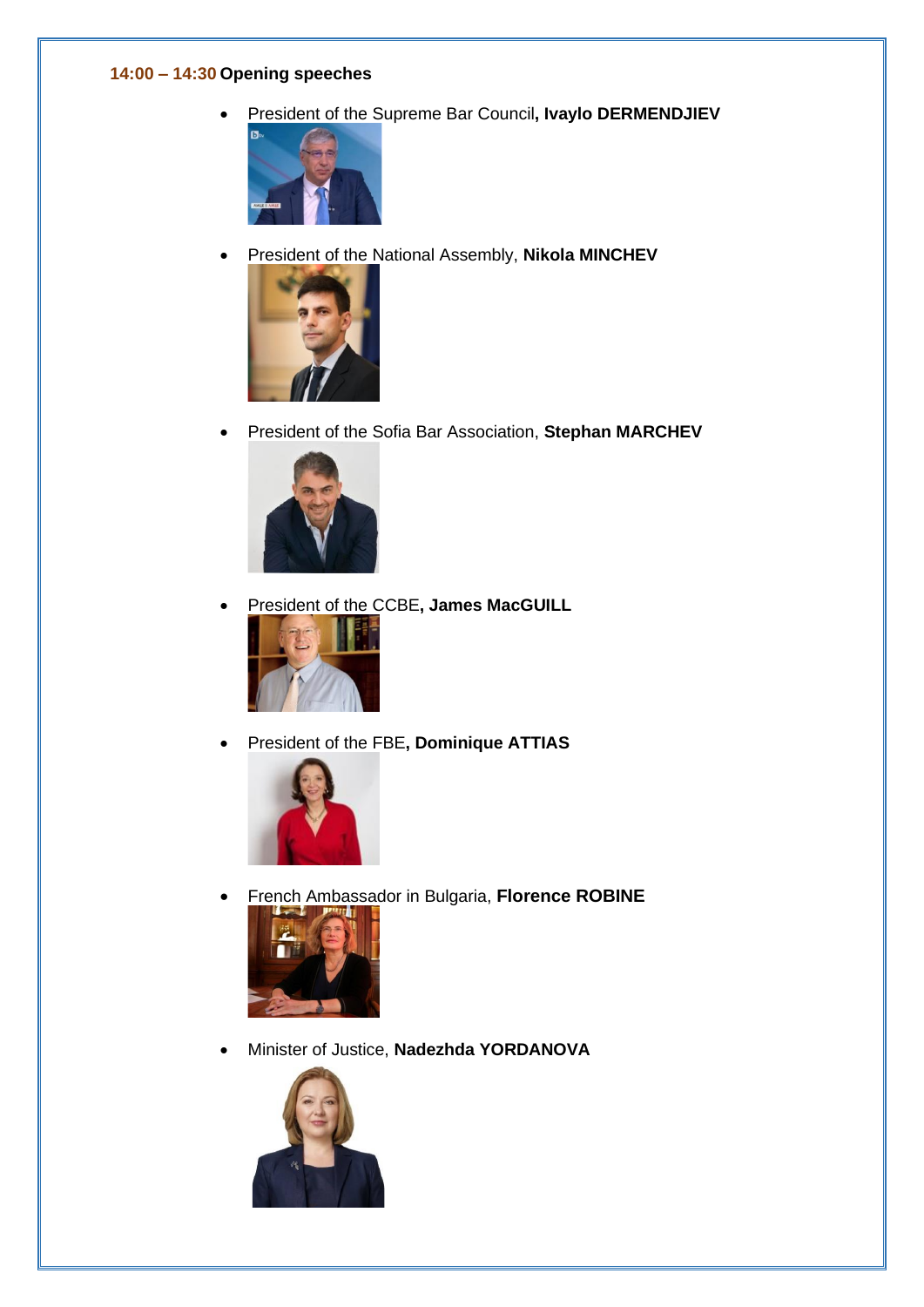**14:00 – 14:30 Opening speeches**

- President of the Supreme Bar Council**, Ivaylo DERMENDJIEV**
- President of the National Assembly, **Nikola MINCHEV**
- President of the Sofia Bar Association, **Stephan MARCHEV**
- President of the CCBE**, James MacGUILL**
- President of the FBE**, Dominique ATTIAS**
- French Ambassador in Bulgaria, **Florence ROBINE**
- Minister of Justice, **Nadezhda YORDANOVA**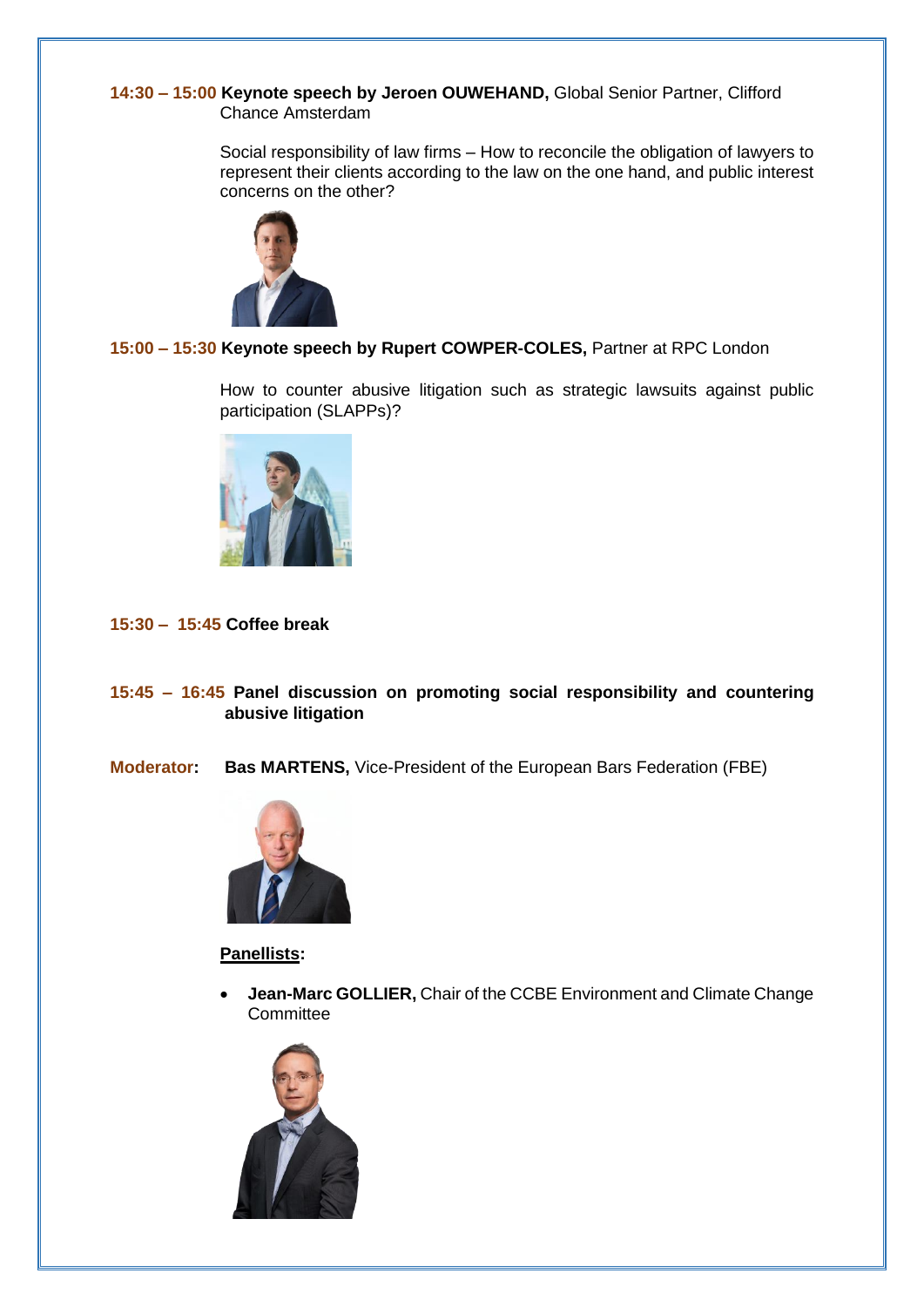**14:30 – 15:00 Keynote speech by Jeroen OUWEHAND,** Global Senior Partner, Clifford Chance Amsterdam

Social responsibility of law firms – How to reconcile the obligation of lawyers to represent their clients according to the law on the one hand, and public interest concerns on the other?

**15:00 – 15:30 Keynote speech by Rupert COWPER-COLES,** Partner at RPC London

How to counter abusive litigation such as strategic lawsuits against public participation (SLAPPs)?

**15:30 – 15:45 Coffee break**

**15:45 – 16:45 Panel discussion on promoting social responsibility and countering abusive litigation**

**Moderator: Bas MARTENS,** Vice-President of the European Bars Federation (FBE)

**Panellists:**

- **Jean-Marc GOLLIER,** Chair of the CCBE Environment and Climate Change Committee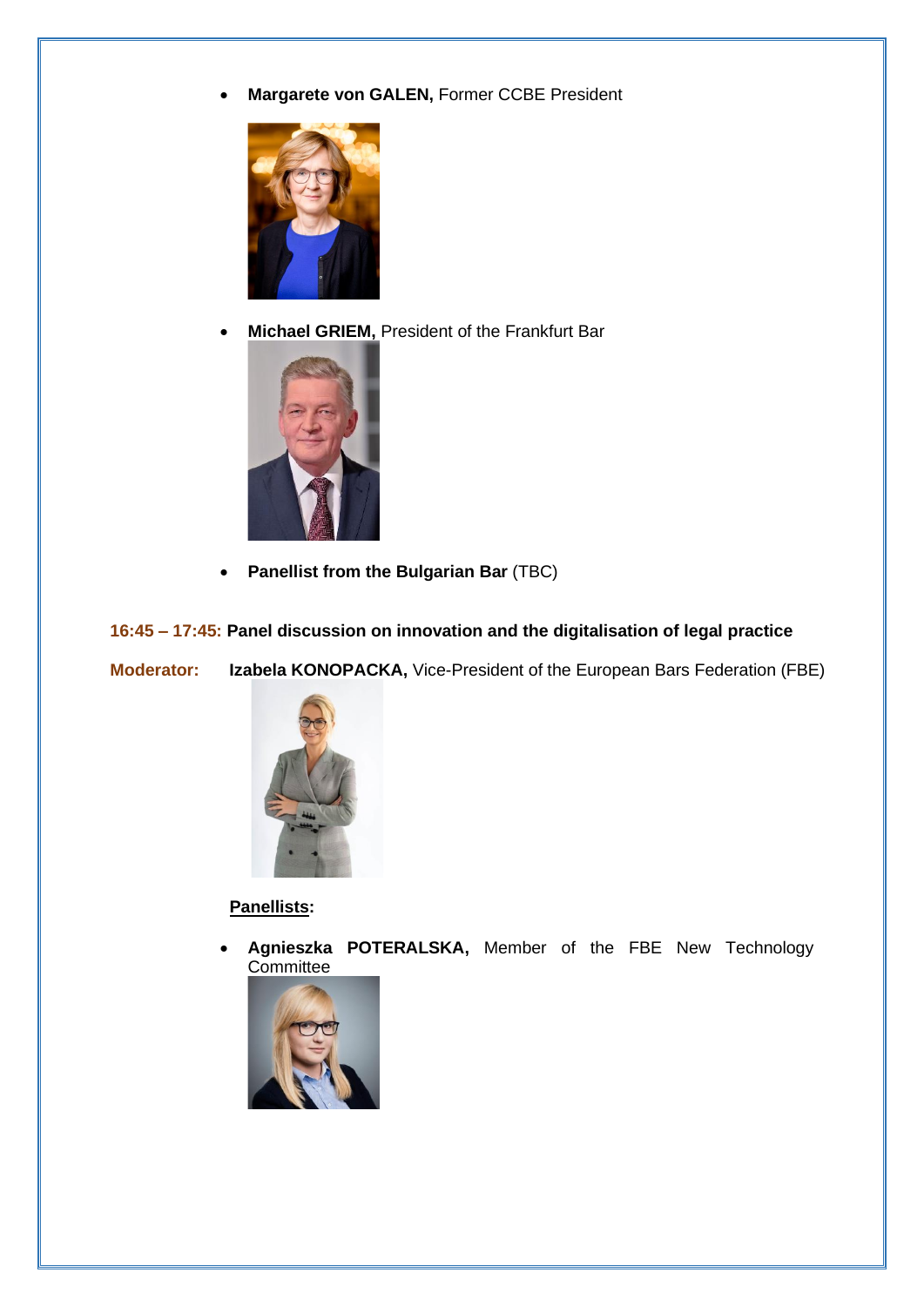- **Margarete von GALEN,** Former CCBE President

- **Michael GRIEM,** President of the Frankfurt Bar

- **Panellist from the Bulgarian Bar** (TBC)

**16:45 – 17:45: Panel discussion on innovation and the digitalisation of legal practice**

**Moderator:** **Izabela KONOPACKA,** Vice-President of the European Bars Federation (FBE)

**<u>Panellists</u>:**

- **Agnieszka POTERALSKA,** Member of the FBE New Technology Committee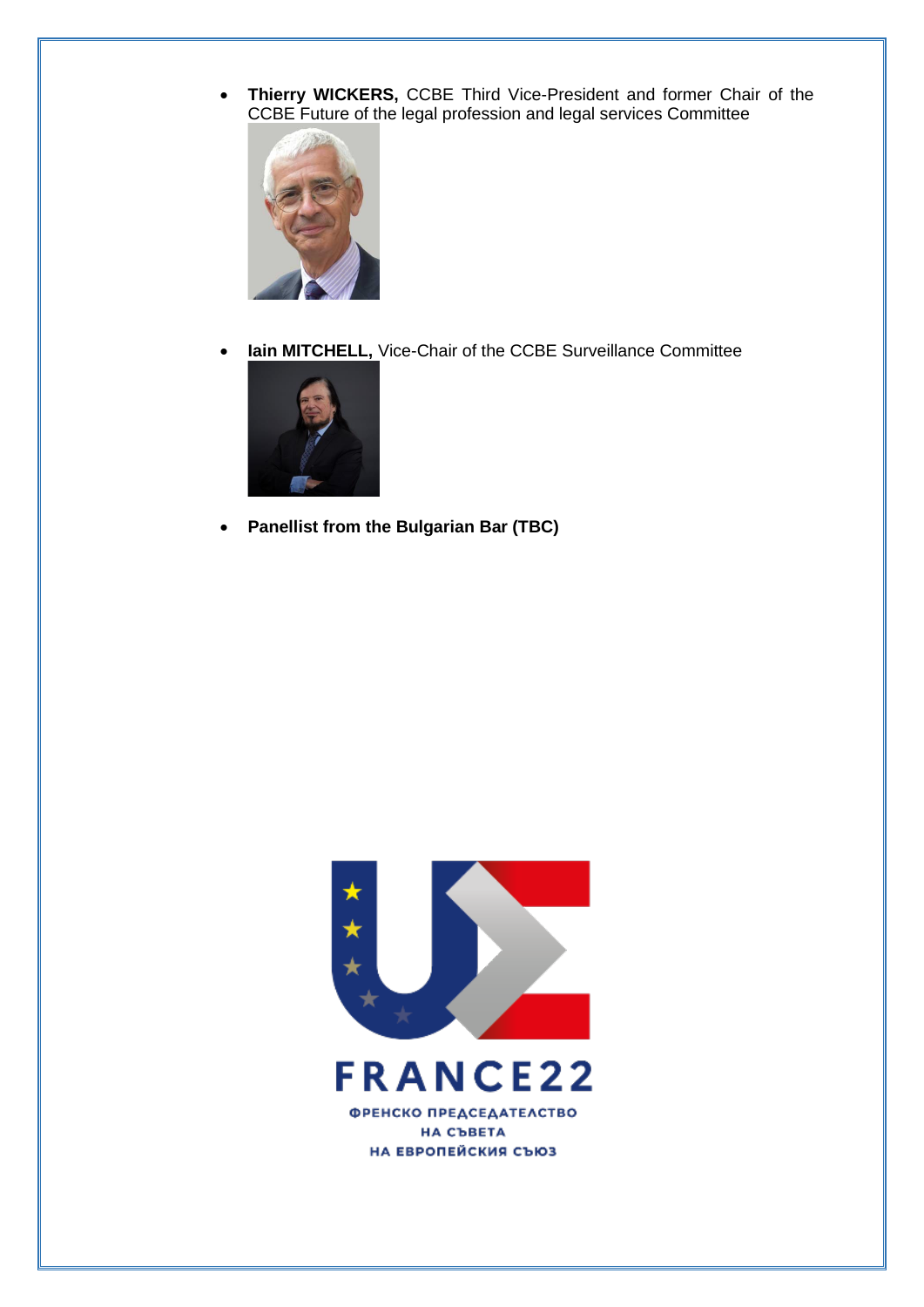- **Thierry WICKERS,** CCBE Third Vice-President and former Chair of the CCBE Future of the legal profession and legal services Committee

- **Iain MITCHELL,** Vice-Chair of the CCBE Surveillance Committee

- **Panellist from the Bulgarian Bar (TBC)**

FRANCE22

ФРЕНСКО ПРЕДСЕДАТЕЛСТВО НА СЪВЕТА НА ЕВРОПЕЙСКИЯ СЪЮЗ